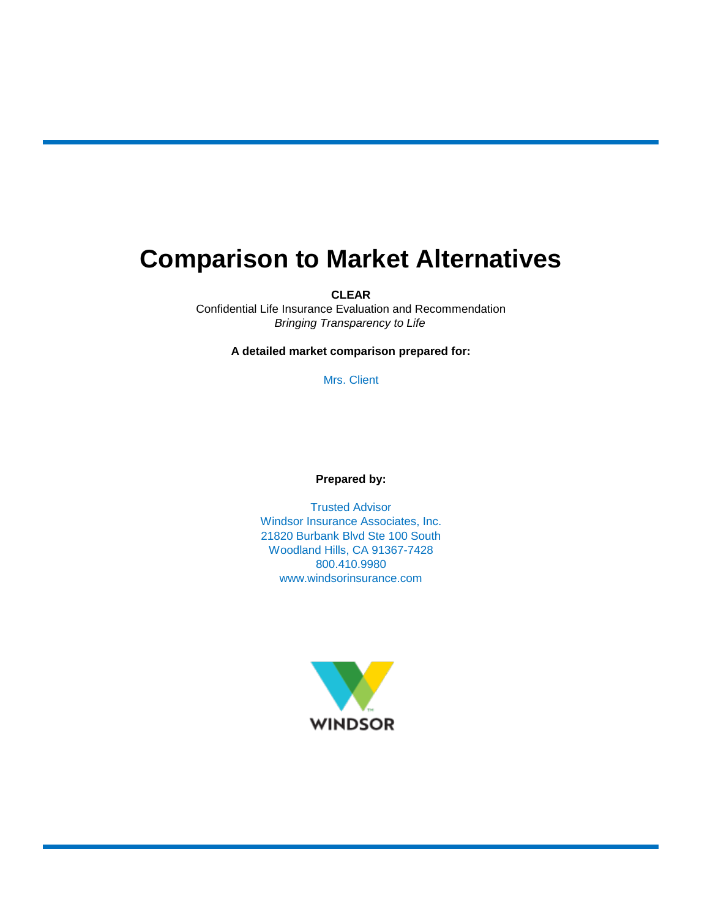# Comparison to Market Alternatives

**CLEAR**

Confidential Life Insurance Evaluation and Recommendation

*Bringing Transparency to Life*

**A detailed market comparison prepared for:**

Mrs. Client

**Prepared by:**

Trusted Advisor
Windsor Insurance Associates, Inc.
21820 Burbank Blvd Ste 100 South
Woodland Hills, CA 91367-7428
800.410.9980
www.windsorinsurance.com

WINDSOR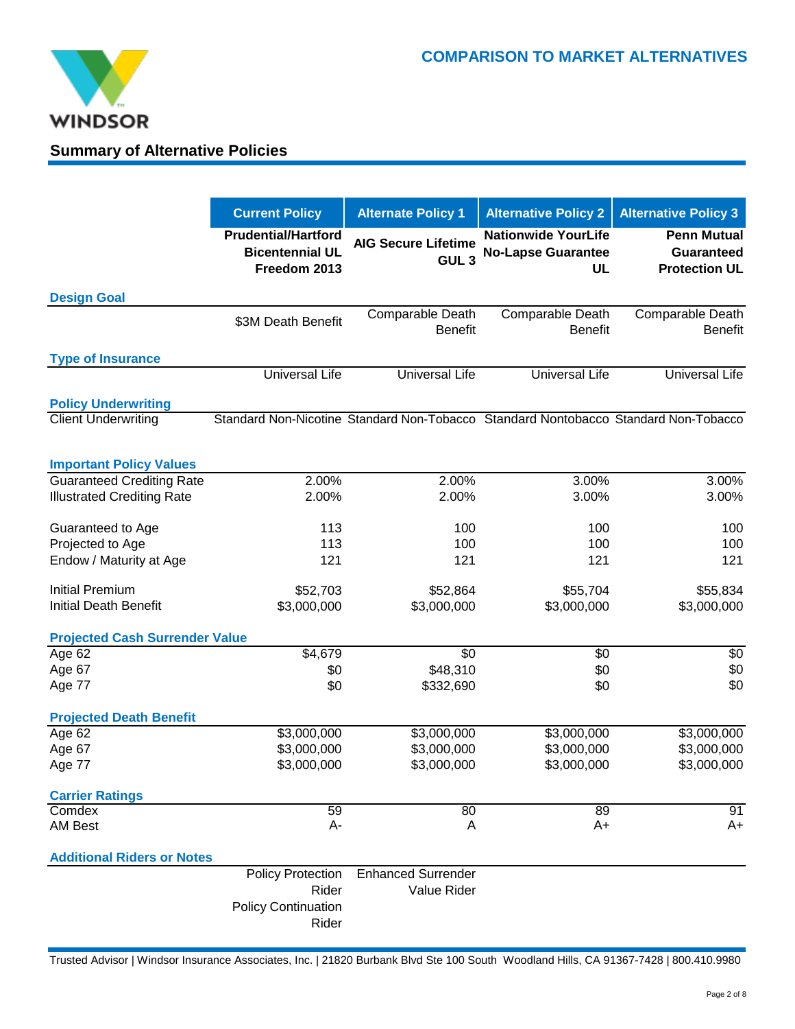# COMPARISON TO MARKET ALTERNATIVES

## Summary of Alternative Policies

| | Current Policy | Alternate Policy 1 | Alternative Policy 2 | Alternative Policy 3 |
|---|---|---|---|---|
| | **Prudential/Hartford Bicentennial UL Freedom 2013** | **AIG Secure Lifetime GUL 3** | **Nationwide YourLife No-Lapse Guarantee UL** | **Penn Mutual Guaranteed Protection UL** |
| **Design Goal** | | | | |
| | $3M Death Benefit | Comparable Death Benefit | Comparable Death Benefit | Comparable Death Benefit |
| **Type of Insurance** | | | | |
| | Universal Life | Universal Life | Universal Life | Universal Life |
| **Policy Underwriting** | | | | |
| Client Underwriting | Standard Non-Nicotine | Standard Non-Tobacco | Standard Nontobacco | Standard Non-Tobacco |
| **Important Policy Values** | | | | |
| Guaranteed Crediting Rate | 2.00% | 2.00% | 3.00% | 3.00% |
| Illustrated Crediting Rate | 2.00% | 2.00% | 3.00% | 3.00% |
| Guaranteed to Age | 113 | 100 | 100 | 100 |
| Projected to Age | 113 | 100 | 100 | 100 |
| Endow / Maturity at Age | 121 | 121 | 121 | 121 |
| Initial Premium | $52,703 | $52,864 | $55,704 | $55,834 |
| Initial Death Benefit | $3,000,000 | $3,000,000 | $3,000,000 | $3,000,000 |
| **Projected Cash Surrender Value** | | | | |
| Age 62 | $4,679 | $0 | $0 | $0 |
| Age 67 | $0 | $48,310 | $0 | $0 |
| Age 77 | $0 | $332,690 | $0 | $0 |
| **Projected Death Benefit** | | | | |
| Age 62 | $3,000,000 | $3,000,000 | $3,000,000 | $3,000,000 |
| Age 67 | $3,000,000 | $3,000,000 | $3,000,000 | $3,000,000 |
| Age 77 | $3,000,000 | $3,000,000 | $3,000,000 | $3,000,000 |
| **Carrier Ratings** | | | | |
| Comdex | 59 | 80 | 89 | 91 |
| AM Best | A- | A | A+ | A+ |
| **Additional Riders or Notes** | | | | |
| | Policy Protection Rider<br>Policy Continuation Rider | Enhanced Surrender Value Rider | | |

Trusted Advisor | Windsor Insurance Associates, Inc. | 21820 Burbank Blvd Ste 100 South Woodland Hills, CA 91367-7428 | 800.410.9980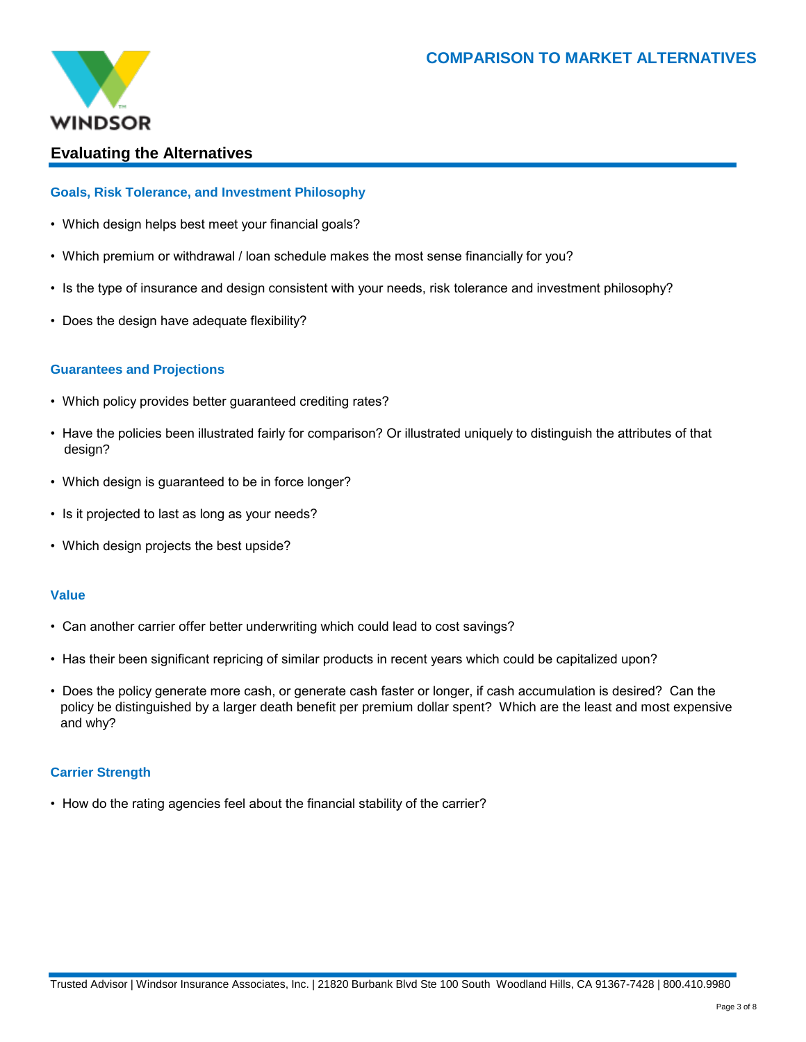# COMPARISON TO MARKET ALTERNATIVES

## Evaluating the Alternatives

### Goals, Risk Tolerance, and Investment Philosophy

- Which design helps best meet your financial goals?
- Which premium or withdrawal / loan schedule makes the most sense financially for you?
- Is the type of insurance and design consistent with your needs, risk tolerance and investment philosophy?
- Does the design have adequate flexibility?

### Guarantees and Projections

- Which policy provides better guaranteed crediting rates?
- Have the policies been illustrated fairly for comparison? Or illustrated uniquely to distinguish the attributes of that design?
- Which design is guaranteed to be in force longer?
- Is it projected to last as long as your needs?
- Which design projects the best upside?

### Value

- Can another carrier offer better underwriting which could lead to cost savings?
- Has their been significant repricing of similar products in recent years which could be capitalized upon?
- Does the policy generate more cash, or generate cash faster or longer, if cash accumulation is desired? Can the policy be distinguished by a larger death benefit per premium dollar spent? Which are the least and most expensive and why?

### Carrier Strength

- How do the rating agencies feel about the financial stability of the carrier?

Trusted Advisor | Windsor Insurance Associates, Inc. | 21820 Burbank Blvd Ste 100 South Woodland Hills, CA 91367-7428 | 800.410.9980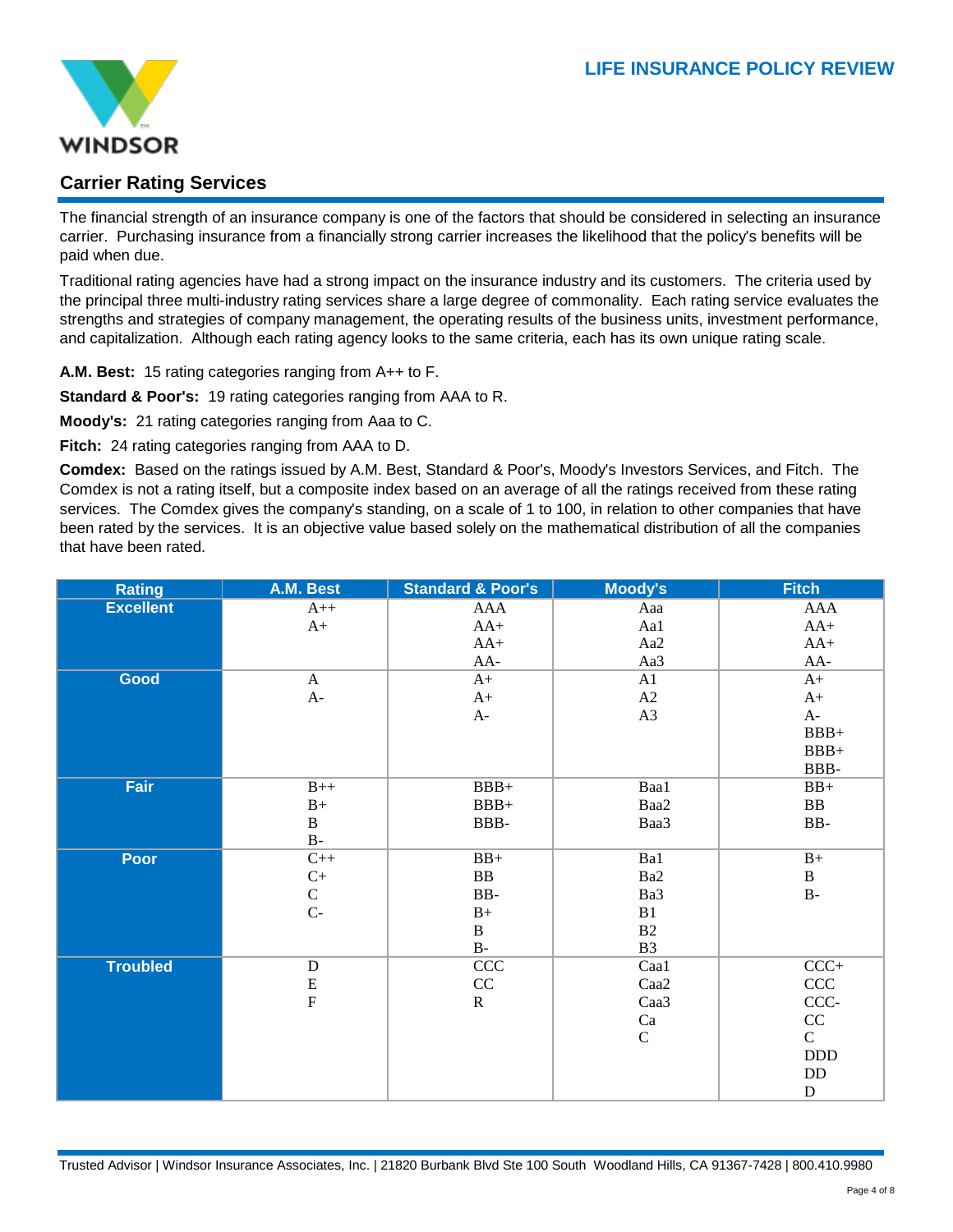## Carrier Rating Services

The financial strength of an insurance company is one of the factors that should be considered in selecting an insurance carrier. Purchasing insurance from a financially strong carrier increases the likelihood that the policy's benefits will be paid when due.

Traditional rating agencies have had a strong impact on the insurance industry and its customers. The criteria used by the principal three multi-industry rating services share a large degree of commonality. Each rating service evaluates the strengths and strategies of company management, the operating results of the business units, investment performance, and capitalization. Although each rating agency looks to the same criteria, each has its own unique rating scale.

**A.M. Best:** 15 rating categories ranging from A++ to F.

**Standard & Poor's:** 19 rating categories ranging from AAA to R.

**Moody's:** 21 rating categories ranging from Aaa to C.

**Fitch:** 24 rating categories ranging from AAA to D.

**Comdex:** Based on the ratings issued by A.M. Best, Standard & Poor's, Moody's Investors Services, and Fitch. The Comdex is not a rating itself, but a composite index based on an average of all the ratings received from these rating services. The Comdex gives the company's standing, on a scale of 1 to 100, in relation to other companies that have been rated by the services. It is an objective value based solely on the mathematical distribution of all the companies that have been rated.

| Rating | A.M. Best | Standard & Poor's | Moody's | Fitch |
|---|---|---|---|---|
| **Excellent** | A++<br>A+ | AAA<br>AA+<br>AA+<br>AA- | Aaa<br>Aa1<br>Aa2<br>Aa3 | AAA<br>AA+<br>AA+<br>AA- |
| **Good** | A<br>A- | A+<br>A+<br>A- | A1<br>A2<br>A3 | A+<br>A+<br>A-<br>BBB+<br>BBB+<br>BBB- |
| **Fair** | B++<br>B+<br>B<br>B- | BBB+<br>BBB+<br>BBB- | Baa1<br>Baa2<br>Baa3 | BB+<br>BB<br>BB- |
| **Poor** | C++<br>C+<br>C<br>C- | BB+<br>BB<br>BB-<br>B+<br>B<br>B- | Ba1<br>Ba2<br>Ba3<br>B1<br>B2<br>B3 | B+<br>B<br>B- |
| **Troubled** | D<br>E<br>F | CCC<br>CC<br>R | Caa1<br>Caa2<br>Caa3<br>Ca<br>C | CCC+<br>CCC<br>CCC-<br>CC<br>C<br>DDD<br>DD<br>D |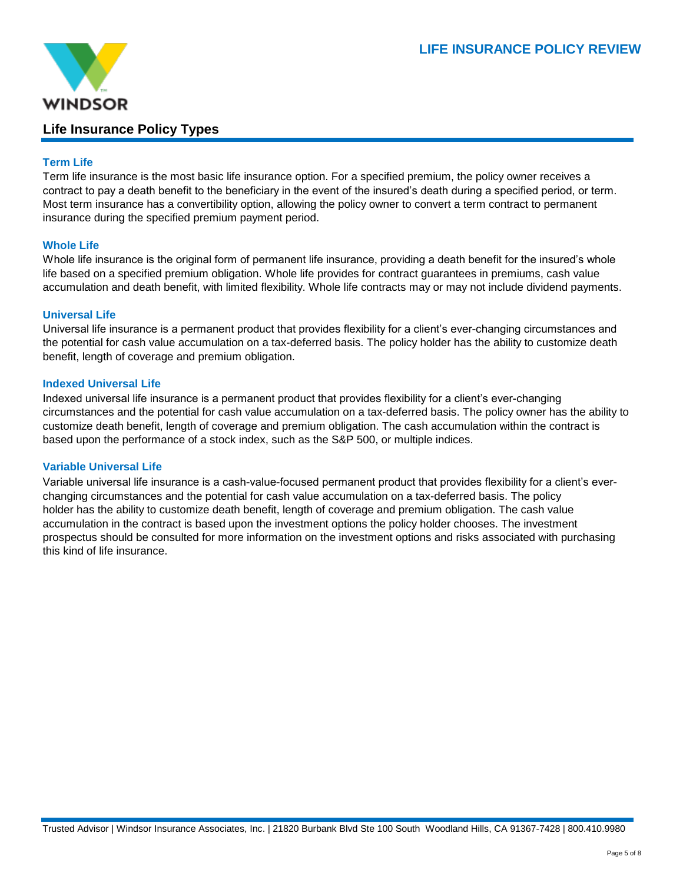## Life Insurance Policy Types

### Term Life

Term life insurance is the most basic life insurance option. For a specified premium, the policy owner receives a contract to pay a death benefit to the beneficiary in the event of the insured's death during a specified period, or term. Most term insurance has a convertibility option, allowing the policy owner to convert a term contract to permanent insurance during the specified premium payment period.

### Whole Life

Whole life insurance is the original form of permanent life insurance, providing a death benefit for the insured's whole life based on a specified premium obligation. Whole life provides for contract guarantees in premiums, cash value accumulation and death benefit, with limited flexibility. Whole life contracts may or may not include dividend payments.

### Universal Life

Universal life insurance is a permanent product that provides flexibility for a client's ever-changing circumstances and the potential for cash value accumulation on a tax-deferred basis. The policy holder has the ability to customize death benefit, length of coverage and premium obligation.

### Indexed Universal Life

Indexed universal life insurance is a permanent product that provides flexibility for a client's ever-changing circumstances and the potential for cash value accumulation on a tax-deferred basis. The policy owner has the ability to customize death benefit, length of coverage and premium obligation. The cash accumulation within the contract is based upon the performance of a stock index, such as the S&P 500, or multiple indices.

### Variable Universal Life

Variable universal life insurance is a cash-value-focused permanent product that provides flexibility for a client's ever-changing circumstances and the potential for cash value accumulation on a tax-deferred basis. The policy holder has the ability to customize death benefit, length of coverage and premium obligation. The cash value accumulation in the contract is based upon the investment options the policy holder chooses. The investment prospectus should be consulted for more information on the investment options and risks associated with purchasing this kind of life insurance.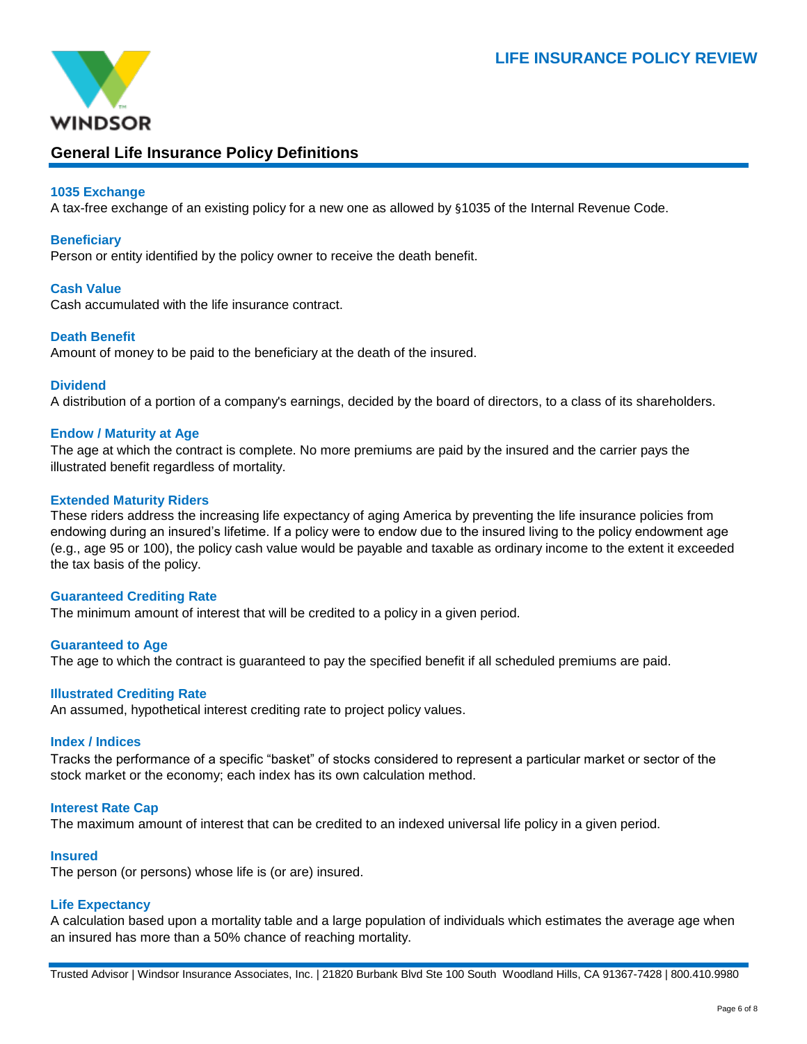## General Life Insurance Policy Definitions

### 1035 Exchange

A tax-free exchange of an existing policy for a new one as allowed by §1035 of the Internal Revenue Code.

### Beneficiary

Person or entity identified by the policy owner to receive the death benefit.

### Cash Value

Cash accumulated with the life insurance contract.

### Death Benefit

Amount of money to be paid to the beneficiary at the death of the insured.

### Dividend

A distribution of a portion of a company's earnings, decided by the board of directors, to a class of its shareholders.

### Endow / Maturity at Age

The age at which the contract is complete. No more premiums are paid by the insured and the carrier pays the illustrated benefit regardless of mortality.

### Extended Maturity Riders

These riders address the increasing life expectancy of aging America by preventing the life insurance policies from endowing during an insured's lifetime. If a policy were to endow due to the insured living to the policy endowment age (e.g., age 95 or 100), the policy cash value would be payable and taxable as ordinary income to the extent it exceeded the tax basis of the policy.

### Guaranteed Crediting Rate

The minimum amount of interest that will be credited to a policy in a given period.

### Guaranteed to Age

The age to which the contract is guaranteed to pay the specified benefit if all scheduled premiums are paid.

### Illustrated Crediting Rate

An assumed, hypothetical interest crediting rate to project policy values.

### Index / Indices

Tracks the performance of a specific "basket" of stocks considered to represent a particular market or sector of the stock market or the economy; each index has its own calculation method.

### Interest Rate Cap

The maximum amount of interest that can be credited to an indexed universal life policy in a given period.

### Insured

The person (or persons) whose life is (or are) insured.

### Life Expectancy

A calculation based upon a mortality table and a large population of individuals which estimates the average age when an insured has more than a 50% chance of reaching mortality.

Trusted Advisor | Windsor Insurance Associates, Inc. | 21820 Burbank Blvd Ste 100 South Woodland Hills, CA 91367-7428 | 800.410.9980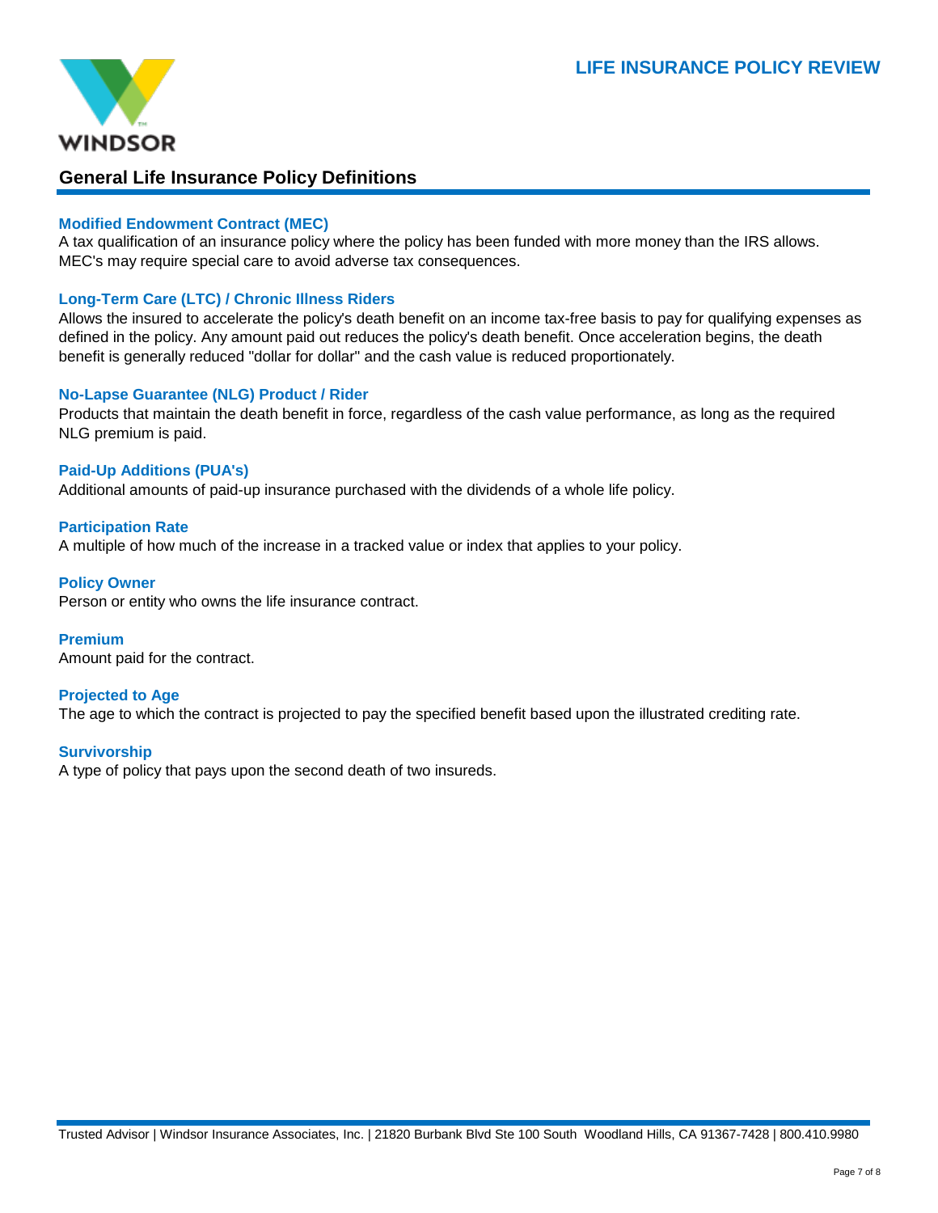## General Life Insurance Policy Definitions

### Modified Endowment Contract (MEC)

A tax qualification of an insurance policy where the policy has been funded with more money than the IRS allows. MEC's may require special care to avoid adverse tax consequences.

### Long-Term Care (LTC) / Chronic Illness Riders

Allows the insured to accelerate the policy's death benefit on an income tax-free basis to pay for qualifying expenses as defined in the policy. Any amount paid out reduces the policy's death benefit. Once acceleration begins, the death benefit is generally reduced "dollar for dollar" and the cash value is reduced proportionately.

### No-Lapse Guarantee (NLG) Product / Rider

Products that maintain the death benefit in force, regardless of the cash value performance, as long as the required NLG premium is paid.

### Paid-Up Additions (PUA's)

Additional amounts of paid-up insurance purchased with the dividends of a whole life policy.

### Participation Rate

A multiple of how much of the increase in a tracked value or index that applies to your policy.

### Policy Owner

Person or entity who owns the life insurance contract.

### Premium

Amount paid for the contract.

### Projected to Age

The age to which the contract is projected to pay the specified benefit based upon the illustrated crediting rate.

### Survivorship

A type of policy that pays upon the second death of two insureds.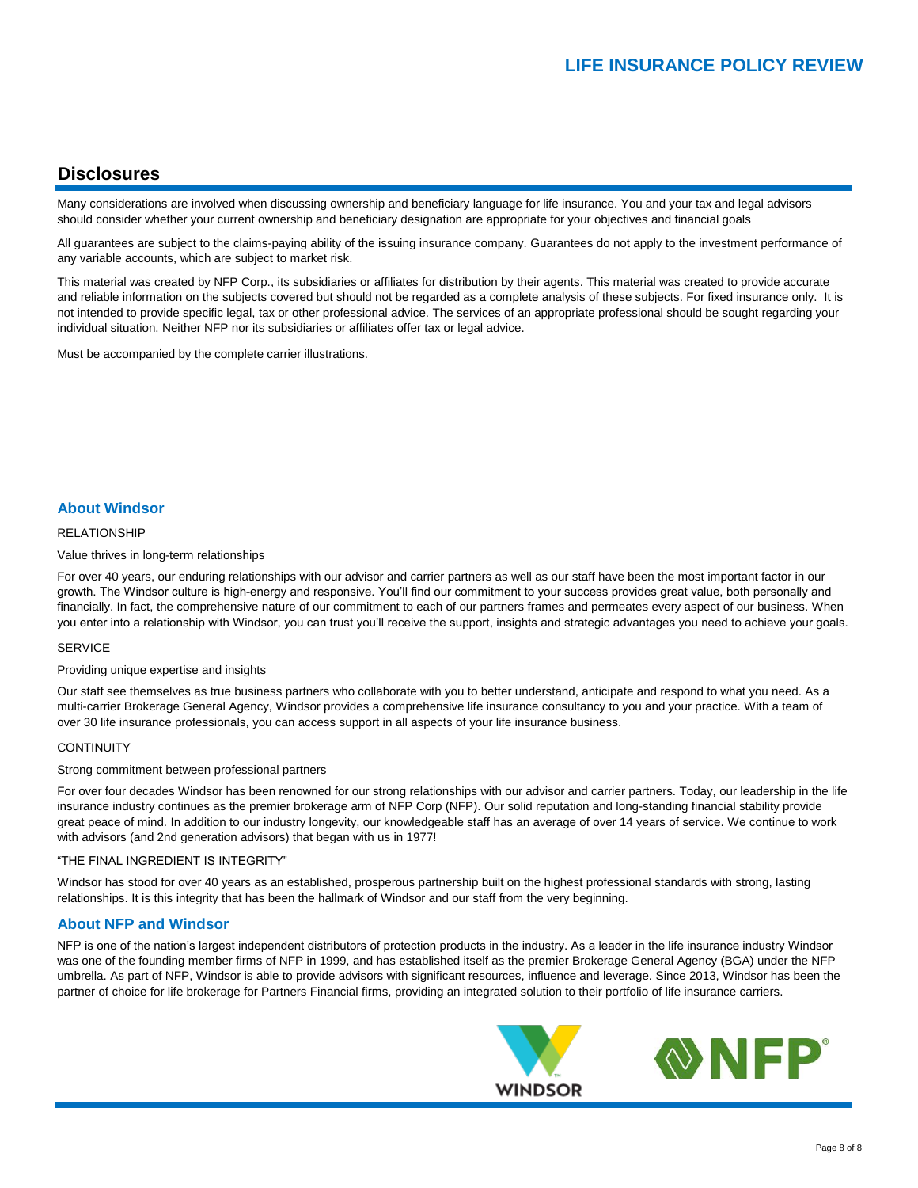## Disclosures

Many considerations are involved when discussing ownership and beneficiary language for life insurance. You and your tax and legal advisors should consider whether your current ownership and beneficiary designation are appropriate for your objectives and financial goals

All guarantees are subject to the claims-paying ability of the issuing insurance company. Guarantees do not apply to the investment performance of any variable accounts, which are subject to market risk.

This material was created by NFP Corp., its subsidiaries or affiliates for distribution by their agents. This material was created to provide accurate and reliable information on the subjects covered but should not be regarded as a complete analysis of these subjects. For fixed insurance only. It is not intended to provide specific legal, tax or other professional advice. The services of an appropriate professional should be sought regarding your individual situation. Neither NFP nor its subsidiaries or affiliates offer tax or legal advice.

Must be accompanied by the complete carrier illustrations.

### About Windsor

RELATIONSHIP

Value thrives in long-term relationships

For over 40 years, our enduring relationships with our advisor and carrier partners as well as our staff have been the most important factor in our growth. The Windsor culture is high-energy and responsive. You'll find our commitment to your success provides great value, both personally and financially. In fact, the comprehensive nature of our commitment to each of our partners frames and permeates every aspect of our business. When you enter into a relationship with Windsor, you can trust you'll receive the support, insights and strategic advantages you need to achieve your goals.

SERVICE

Providing unique expertise and insights

Our staff see themselves as true business partners who collaborate with you to better understand, anticipate and respond to what you need. As a multi-carrier Brokerage General Agency, Windsor provides a comprehensive life insurance consultancy to you and your practice. With a team of over 30 life insurance professionals, you can access support in all aspects of your life insurance business.

CONTINUITY

Strong commitment between professional partners

For over four decades Windsor has been renowned for our strong relationships with our advisor and carrier partners. Today, our leadership in the life insurance industry continues as the premier brokerage arm of NFP Corp (NFP). Our solid reputation and long-standing financial stability provide great peace of mind. In addition to our industry longevity, our knowledgeable staff has an average of over 14 years of service. We continue to work with advisors (and 2nd generation advisors) that began with us in 1977!

"THE FINAL INGREDIENT IS INTEGRITY"

Windsor has stood for over 40 years as an established, prosperous partnership built on the highest professional standards with strong, lasting relationships. It is this integrity that has been the hallmark of Windsor and our staff from the very beginning.

### About NFP and Windsor

NFP is one of the nation's largest independent distributors of protection products in the industry. As a leader in the life insurance industry Windsor was one of the founding member firms of NFP in 1999, and has established itself as the premier Brokerage General Agency (BGA) under the NFP umbrella. As part of NFP, Windsor is able to provide advisors with significant resources, influence and leverage. Since 2013, Windsor has been the partner of choice for life brokerage for Partners Financial firms, providing an integrated solution to their portfolio of life insurance carriers.

WINDSOR

NFP®